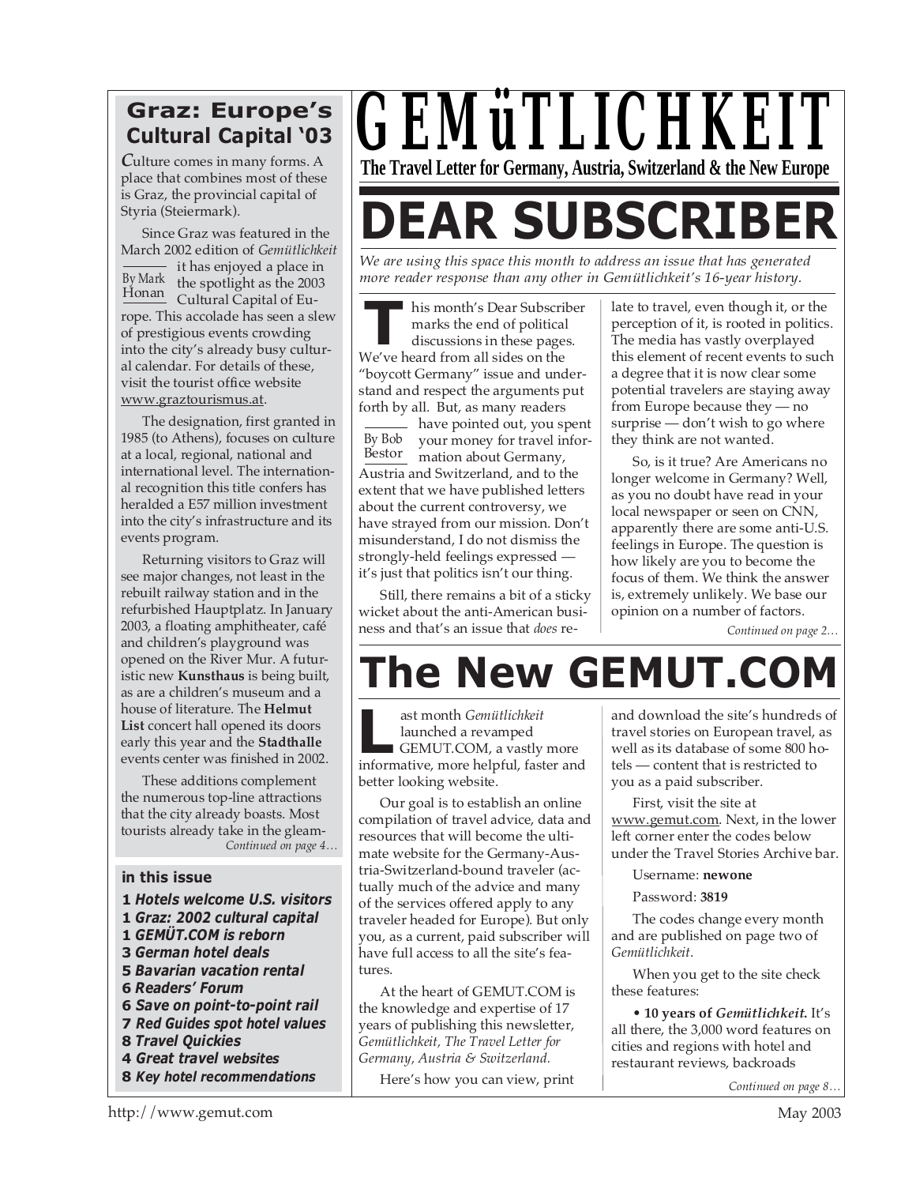# GEMüTLICHKEIT

**The Travel Letter for Germany, Austria, Switzerland & the New Europe**

## DEAR SUBSCRIBER

*We are using this space this month to address an issue that has generated more reader response than any other in Gemütlichkeit's 16-year history.*

By Bob Bestor

This month's Dear Subscriber marks the end of political discussions in these pages. We've heard from all sides on the "boycott Germany" issue and understand and respect the arguments put forth by all. But, as many readers have pointed out, you spent your money for travel information about Germany, Austria and Switzerland, and to the extent that we have published letters about the current controversy, we have strayed from our mission. Don't misunderstand, I do not dismiss the strongly-held feelings expressed — it's just that politics isn't our thing.

Still, there remains a bit of a sticky wicket about the anti-American business and that's an issue that *does* relate to travel, even though it, or the perception of it, is rooted in politics. The media has vastly overplayed this element of recent events to such a degree that it is now clear some potential travelers are staying away from Europe because they — no surprise — don't wish to go where they think are not wanted.

So, is it true? Are Americans no longer welcome in Germany? Well, as you no doubt have read in your local newspaper or seen on CNN, apparently there are some anti-U.S. feelings in Europe. The question is how likely are you to become the focus of them. We think the answer is, extremely unlikely. We base our opinion on a number of factors.

*Continued on page 2…*

## The New GEMUT.COM

Last month *Gemütlichkeit* launched a revamped GEMUT.COM, a vastly more informative, more helpful, faster and better looking website.

Our goal is to establish an online compilation of travel advice, data and resources that will become the ultimate website for the Germany-Austria-Switzerland-bound traveler (actually much of the advice and many of the services offered apply to any traveler headed for Europe). But only you, as a current, paid subscriber will have full access to all the site's features.

At the heart of GEMUT.COM is the knowledge and expertise of 17 years of publishing this newsletter, *Gemütlichkeit, The Travel Letter for Germany, Austria & Switzerland.*

Here's how you can view, print and download the site's hundreds of travel stories on European travel, as well as its database of some 800 hotels — content that is restricted to you as a paid subscriber.

First, visit the site at www.gemut.com. Next, in the lower left corner enter the codes below under the Travel Stories Archive bar.

Username: **newone**

Password: **3819**

The codes change every month and are published on page two of *Gemütlichkeit*.

When you get to the site check these features:

• **10 years of** ***Gemütlichkeit*****.** It's all there, the 3,000 word features on cities and regions with hotel and restaurant reviews, backroads

*Continued on page 8…*

## Graz: Europe's Cultural Capital '03

By Mark Honan

Culture comes in many forms. A place that combines most of these is Graz, the provincial capital of Styria (Steiermark).

Since Graz was featured in the March 2002 edition of *Gemütlichkeit* it has enjoyed a place in the spotlight as the 2003 Cultural Capital of Europe. This accolade has seen a slew of prestigious events crowding into the city's already busy cultural calendar. For details of these, visit the tourist office website www.graztourismus.at.

The designation, first granted in 1985 (to Athens), focuses on culture at a local, regional, national and international level. The international recognition this title confers has heralded a E57 million investment into the city's infrastructure and its events program.

Returning visitors to Graz will see major changes, not least in the rebuilt railway station and in the refurbished Hauptplatz. In January 2003, a floating amphitheater, café and children's playground was opened on the River Mur. A futuristic new **Kunsthaus** is being built, as are a children's museum and a house of literature. The **Helmut List** concert hall opened its doors early this year and the **Stadthalle** events center was finished in 2002.

These additions complement the numerous top-line attractions that the city already boasts. Most tourists already take in the gleam-

*Continued on page 4…*

### in this issue

1 *Hotels welcome U.S. visitors*
1 *Graz: 2002 cultural capital*
1 *GEMÜT.COM is reborn*
3 *German hotel deals*
5 *Bavarian vacation rental*
6 *Readers' Forum*
6 *Save on point-to-point rail*
7 *Red Guides spot hotel values*
8 *Travel Quickies*
4 *Great travel websites*
8 *Key hotel recommendations*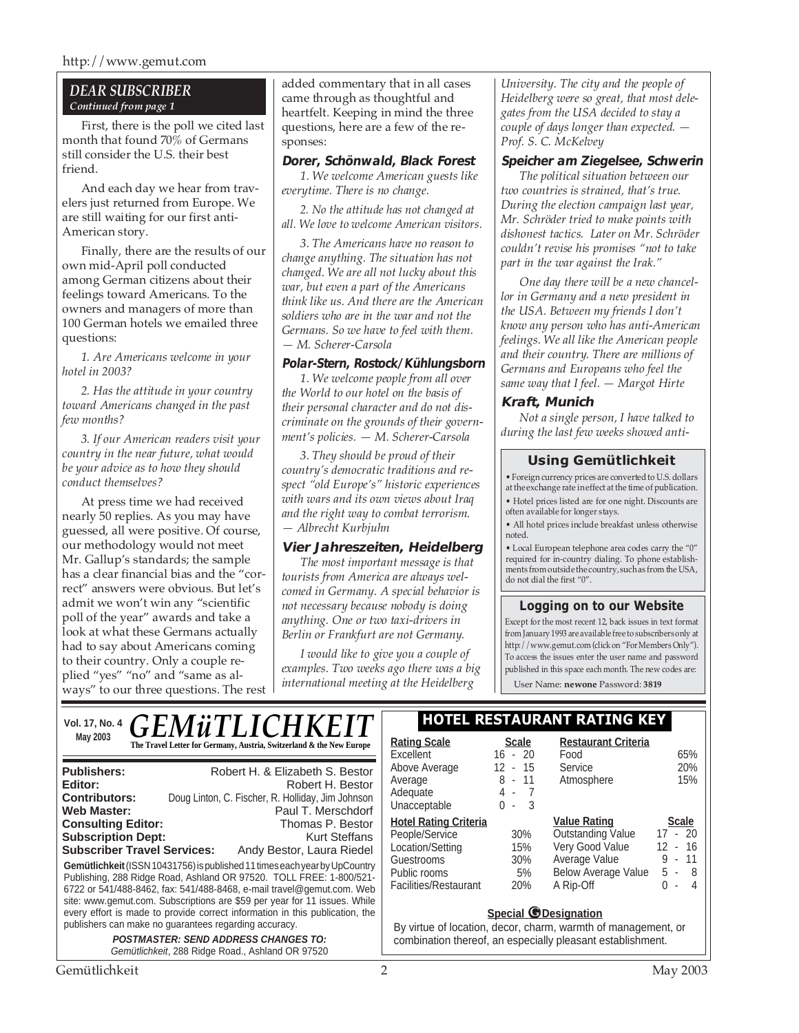## DEAR SUBSCRIBER

*Continued from page 1*

First, there is the poll we cited last month that found 70% of Germans still consider the U.S. their best friend.

And each day we hear from travelers just returned from Europe. We are still waiting for our first anti-American story.

Finally, there are the results of our own mid-April poll conducted among German citizens about their feelings toward Americans. To the owners and managers of more than 100 German hotels we emailed three questions:

*1. Are Americans welcome in your hotel in 2003?*

*2. Has the attitude in your country toward Americans changed in the past few months?*

*3. If our American readers visit your country in the near future, what would be your advice as to how they should conduct themselves?*

At press time we had received nearly 50 replies. As you may have guessed, all were positive. Of course, our methodology would not meet Mr. Gallup's standards; the sample has a clear financial bias and the "correct" answers were obvious. But let's admit we won't win any "scientific poll of the year" awards and take a look at what these Germans actually had to say about Americans coming to their country. Only a couple replied "yes" "no" and "same as always" to our three questions. The rest added commentary that in all cases came through as thoughtful and heartfelt. Keeping in mind the three questions, here are a few of the responses:

**Dorer, Schönwald, Black Forest**

*1. We welcome American guests like everytime. There is no change.*

*2. No the attitude has not changed at all. We love to welcome American visitors.*

*3. The Americans have no reason to change anything. The situation has not changed. We are all not lucky about this war, but even a part of the Americans think like us. And there are the American soldiers who are in the war and not the Germans. So we have to feel with them. — M. Scherer-Carsola*

**Polar-Stern, Rostock/Kühlungsborn**

*1. We welcome people from all over the World to our hotel on the basis of their personal character and do not discriminate on the grounds of their government's policies. — M. Scherer-Carsola*

*3. They should be proud of their country's democratic traditions and respect "old Europe's" historic experiences with wars and its own views about Iraq and the right way to combat terrorism. — Albrecht Kurbjuhn*

**Vier Jahreszeiten, Heidelberg**

*The most important message is that tourists from America are always welcomed in Germany. A special behavior is not necessary because nobody is doing anything. One or two taxi-drivers in Berlin or Frankfurt are not Germany.*

*I would like to give you a couple of examples. Two weeks ago there was a big international meeting at the Heidelberg University. The city and the people of Heidelberg were so great, that most delegates from the USA decided to stay a couple of days longer than expected. — Prof. S. C. McKelvey*

**Speicher am Ziegelsee, Schwerin**

*The political situation between our two countries is strained, that's true. During the election campaign last year, Mr. Schröder tried to make points with dishonest tactics. Later on Mr. Schröder couldn't revise his promises "not to take part in the war against the Irak."*

*One day there will be a new chancellor in Germany and a new president in the USA. Between my friends I don't know any person who has anti-American feelings. We all like the American people and their country. There are millions of Germans and Europeans who feel the same way that I feel. — Margot Hirte*

**Kraft, Munich**

*Not a single person, I have talked to during the last few weeks showed anti-*

### Using Gemütlichkeit

- Foreign currency prices are converted to U.S. dollars at the exchange rate in effect at the time of publication.
- Hotel prices listed are for one night. Discounts are often available for longer stays.
- All hotel prices include breakfast unless otherwise noted.
- Local European telephone area codes carry the "0" required for in-country dialing. To phone establishments from outside the country, such as from the USA, do not dial the first "0".

### Logging on to our Website

Except for the most recent 12, back issues in text format from January 1993 are available free to subscribers only at http://www.gemut.com (click on "For Members Only"). To access the issues enter the user name and password published in this space each month. The new codes are:

User Name: **newone** Password: **3819**

---

**Vol. 17, No. 4 May 2003**

# GEMüTLICHKEIT

**The Travel Letter for Germany, Austria, Switzerland & the New Europe**

| | |
|---|---|
| **Publishers:** | Robert H. & Elizabeth S. Bestor |
| **Editor:** | Robert H. Bestor |
| **Contributors:** | Doug Linton, C. Fischer, R. Holliday, Jim Johnson |
| **Web Master:** | Paul T. Merschdorf |
| **Consulting Editor:** | Thomas P. Bestor |
| **Subscription Dept:** | Kurt Steffans |
| **Subscriber Travel Services:** | Andy Bestor, Laura Riedel |

**Gemütlichkeit** (ISSN 10431756) is published 11 times each year by UpCountry Publishing, 288 Ridge Road, Ashland OR 97520. TOLL FREE: 1-800/521-6722 or 541/488-8462, fax: 541/488-8468, e-mail travel@gemut.com. Web site: www.gemut.com. Subscriptions are $59 per year for 11 issues. While every effort is made to provide correct information in this publication, the publishers can make no guarantees regarding accuracy.

***POSTMASTER: SEND ADDRESS CHANGES TO:***
*Gemütlichkeit*, 288 Ridge Road., Ashland OR 97520

### HOTEL RESTAURANT RATING KEY

| Rating Scale | Scale |
|---|---|
| Excellent | 16 - 20 |
| Above Average | 12 - 15 |
| Average | 8 - 11 |
| Adequate | 4 - 7 |
| Unacceptable | 0 - 3 |

| Restaurant Criteria | |
|---|---|
| Food | 65% |
| Service | 20% |
| Atmosphere | 15% |

| Hotel Rating Criteria | |
|---|---|
| People/Service | 30% |
| Location/Setting | 15% |
| Guestrooms | 30% |
| Public rooms | 5% |
| Facilities/Restaurant | 20% |

| Value Rating | Scale |
|---|---|
| Outstanding Value | 17 - 20 |
| Very Good Value | 12 - 16 |
| Average Value | 9 - 11 |
| Below Average Value | 5 - 8 |
| A Rip-Off | 0 - 4 |

**Special G Designation**

By virtue of location, decor, charm, warmth of management, or combination thereof, an especially pleasant establishment.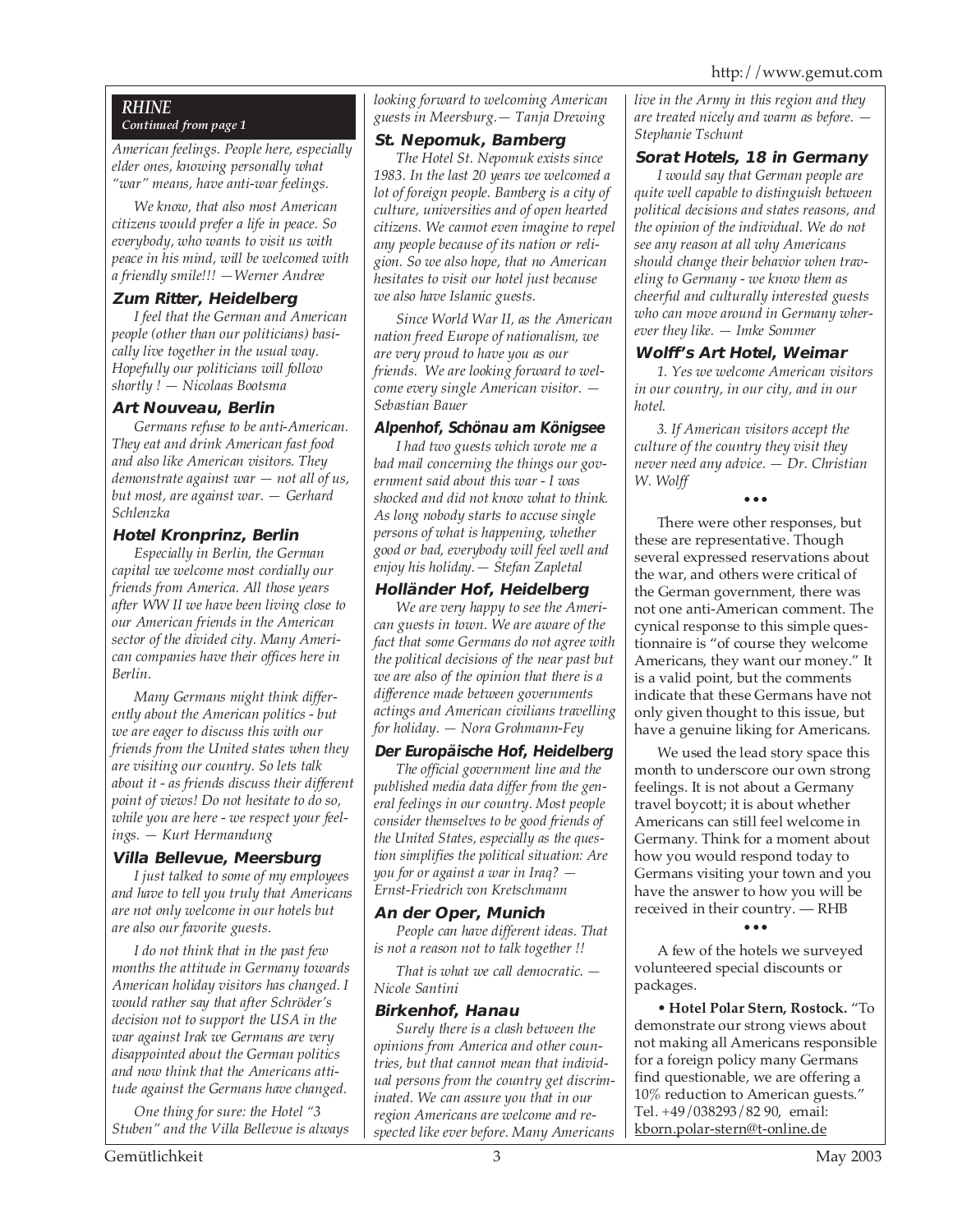**RHINE**
*Continued from page 1*

*American feelings. People here, especially elder ones, knowing personally what "war" means, have anti-war feelings.*

*We know, that also most American citizens would prefer a life in peace. So everybody, who wants to visit us with peace in his mind, will be welcomed with a friendly smile!!! —Werner Andree*

### Zum Ritter, Heidelberg

*I feel that the German and American people (other than our politicians) basically live together in the usual way. Hopefully our politicians will follow shortly ! — Nicolaas Bootsma*

### Art Nouveau, Berlin

*Germans refuse to be anti-American. They eat and drink American fast food and also like American visitors. They demonstrate against war — not all of us, but most, are against war. — Gerhard Schlenzka*

### Hotel Kronprinz, Berlin

*Especially in Berlin, the German capital we welcome most cordially our friends from America. All those years after WW II we have been living close to our American friends in the American sector of the divided city. Many American companies have their offices here in Berlin.*

*Many Germans might think differently about the American politics - but we are eager to discuss this with our friends from the United states when they are visiting our country. So lets talk about it - as friends discuss their different point of views! Do not hesitate to do so, while you are here - we respect your feelings. — Kurt Hermandung*

### Villa Bellevue, Meersburg

*I just talked to some of my employees and have to tell you truly that Americans are not only welcome in our hotels but are also our favorite guests.*

*I do not think that in the past few months the attitude in Germany towards American holiday visitors has changed. I would rather say that after Schröder's decision not to support the USA in the war against Irak we Germans are very disappointed about the German politics and now think that the Americans attitude against the Germans have changed.*

*One thing for sure: the Hotel "3 Stuben" and the Villa Bellevue is always looking forward to welcoming American guests in Meersburg.— Tanja Drewing*

### St. Nepomuk, Bamberg

*The Hotel St. Nepomuk exists since 1983. In the last 20 years we welcomed a lot of foreign people. Bamberg is a city of culture, universities and of open hearted citizens. We cannot even imagine to repel any people because of its nation or religion. So we also hope, that no American hesitates to visit our hotel just because we also have Islamic guests.*

*Since World War II, as the American nation freed Europe of nationalism, we are very proud to have you as our friends. We are looking forward to welcome every single American visitor. — Sebastian Bauer*

### Alpenhof, Schönau am Königsee

*I had two guests which wrote me a bad mail concerning the things our government said about this war - I was shocked and did not know what to think. As long nobody starts to accuse single persons of what is happening, whether good or bad, everybody will feel well and enjoy his holiday.— Stefan Zapletal*

### Holländer Hof, Heidelberg

*We are very happy to see the American guests in town. We are aware of the fact that some Germans do not agree with the political decisions of the near past but we are also of the opinion that there is a difference made between governments actings and American civilians travelling for holiday. — Nora Grohmann-Fey*

### Der Europäische Hof, Heidelberg

*The official government line and the published media data differ from the general feelings in our country. Most people consider themselves to be good friends of the United States, especially as the question simplifies the political situation: Are you for or against a war in Iraq? — Ernst-Friedrich von Kretschmann*

### An der Oper, Munich

*People can have different ideas. That is not a reason not to talk together !!*

*That is what we call democratic. — Nicole Santini*

### Birkenhof, Hanau

*Surely there is a clash between the opinions from America and other countries, but that cannot mean that individual persons from the country get discriminated. We can assure you that in our region Americans are welcome and respected like ever before. Many Americans live in the Army in this region and they are treated nicely and warm as before. — Stephanie Tschunt*

### Sorat Hotels, 18 in Germany

*I would say that German people are quite well capable to distinguish between political decisions and states reasons, and the opinion of the individual. We do not see any reason at all why Americans should change their behavior when traveling to Germany - we know them as cheerful and culturally interested guests who can move around in Germany wherever they like. — Imke Sommer*

### Wolff's Art Hotel, Weimar

*1. Yes we welcome American visitors in our country, in our city, and in our hotel.*

*3. If American visitors accept the culture of the country they visit they never need any advice. — Dr. Christian W. Wolff*

•••

There were other responses, but these are representative. Though several expressed reservations about the war, and others were critical of the German government, there was not one anti-American comment. The cynical response to this simple questionnaire is "of course they welcome Americans, they want our money." It is a valid point, but the comments indicate that these Germans have not only given thought to this issue, but have a genuine liking for Americans.

We used the lead story space this month to underscore our own strong feelings. It is not about a Germany travel boycott; it is about whether Americans can still feel welcome in Germany. Think for a moment about how you would respond today to Germans visiting your town and you have the answer to how you will be received in their country. — RHB

•••

A few of the hotels we surveyed volunteered special discounts or packages.

• **Hotel Polar Stern, Rostock.** "To demonstrate our strong views about not making all Americans responsible for a foreign policy many Germans find questionable, we are offering a 10% reduction to American guests." Tel. +49/038293/82 90, email: kborn.polar-stern@t-online.de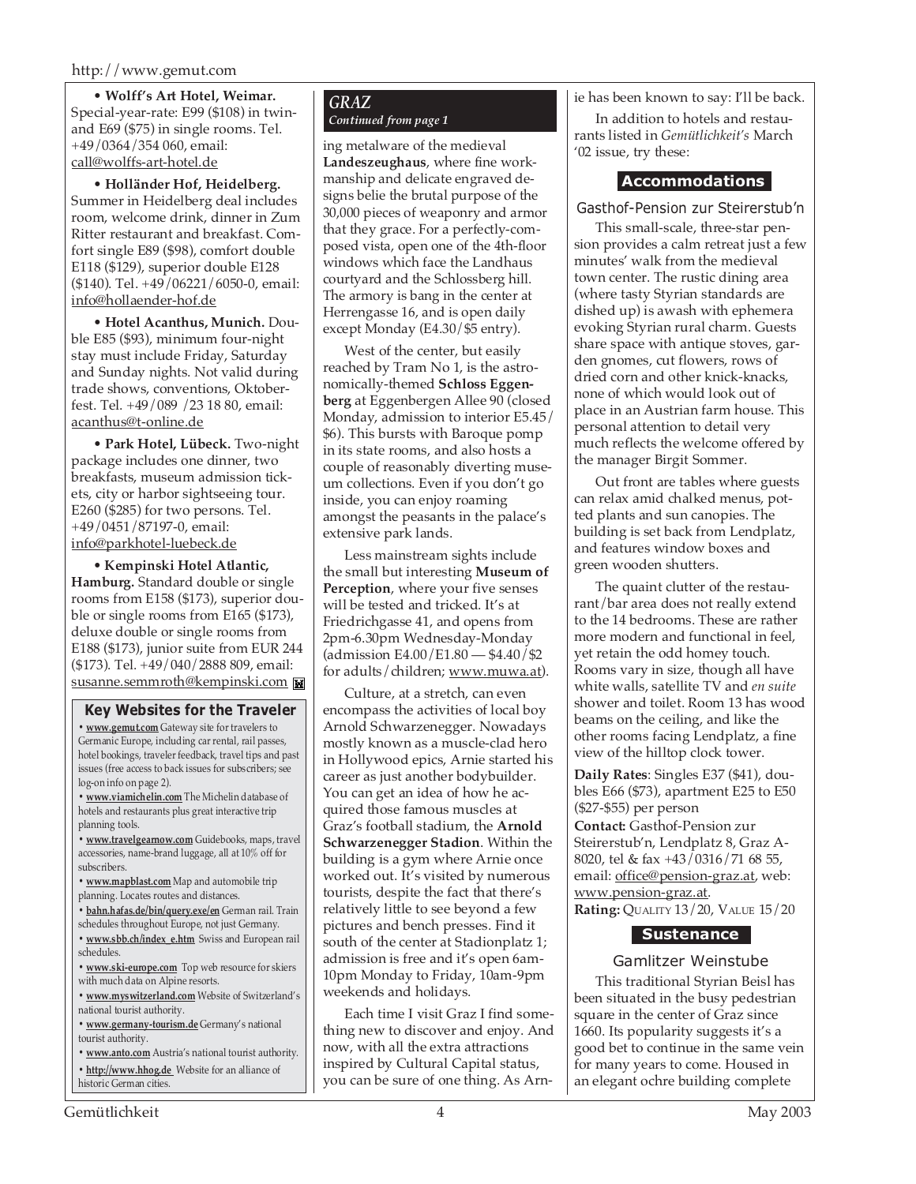**• Wolff's Art Hotel, Weimar.** Special-year-rate: E99 ($108) in twin- and E69 ($75) in single rooms. Tel. +49/0364/354 060, email: call@wolffs-art-hotel.de

**• Holländer Hof, Heidelberg.** Summer in Heidelberg deal includes room, welcome drink, dinner in Zum Ritter restaurant and breakfast. Comfort single E89 ($98), comfort double E118 ($129), superior double E128 ($140). Tel. +49/06221/6050-0, email: info@hollaender-hof.de

**• Hotel Acanthus, Munich.** Double E85 ($93), minimum four-night stay must include Friday, Saturday and Sunday nights. Not valid during trade shows, conventions, Oktoberfest. Tel. +49/089 /23 18 80, email: acanthus@t-online.de

**• Park Hotel, Lübeck.** Two-night package includes one dinner, two breakfasts, museum admission tickets, city or harbor sightseeing tour. E260 ($285) for two persons. Tel. +49/0451/87197-0, email: info@parkhotel-luebeck.de

**• Kempinski Hotel Atlantic, Hamburg.** Standard double or single rooms from E158 ($173), superior double or single rooms from E165 ($173), deluxe double or single rooms from E188 ($173), junior suite from EUR 244 ($173). Tel. +49/040/2888 809, email: susanne.semmroth@kempinski.com

### Key Websites for the Traveler

- **www.gemut.com** Gateway site for travelers to Germanic Europe, including car rental, rail passes, hotel bookings, traveler feedback, travel tips and past issues (free access to back issues for subscribers; see log-on info on page 2).
- **www.viamichelin.com** The Michelin database of hotels and restaurants plus great interactive trip planning tools.
- **www.travelgearnow.com** Guidebooks, maps, travel accessories, name-brand luggage, all at 10% off for subscribers.
- **www.mapblast.com** Map and automobile trip planning. Locates routes and distances.
- **bahn.hafas.de/bin/query.exe/en** German rail. Train schedules throughout Europe, not just Germany.
- **www.sbb.ch/index_e.htm** Swiss and European rail schedules.
- **www.ski-europe.com** Top web resource for skiers with much data on Alpine resorts.
- **www.myswitzerland.com** Website of Switzerland's national tourist authority.
- **www.germany-tourism.de** Germany's national tourist authority.
- **www.anto.com** Austria's national tourist authority.
- **http://www.hhog.de** Website for an alliance of historic German cities.

## *GRAZ*

*Continued from page 1*

ing metalware of the medieval **Landeszeughaus**, where fine workmanship and delicate engraved designs belie the brutal purpose of the 30,000 pieces of weaponry and armor that they grace. For a perfectly-composed vista, open one of the 4th-floor windows which face the Landhaus courtyard and the Schlossberg hill. The armory is bang in the center at Herrengasse 16, and is open daily except Monday (E4.30/$5 entry).

West of the center, but easily reached by Tram No 1, is the astronomically-themed **Schloss Eggenberg** at Eggenbergen Allee 90 (closed Monday, admission to interior E5.45/ $6). This bursts with Baroque pomp in its state rooms, and also hosts a couple of reasonably diverting museum collections. Even if you don't go inside, you can enjoy roaming amongst the peasants in the palace's extensive park lands.

Less mainstream sights include the small but interesting **Museum of Perception**, where your five senses will be tested and tricked. It's at Friedrichgasse 41, and opens from 2pm-6.30pm Wednesday-Monday (admission E4.00/E1.80 — $4.40/$2 for adults/children; www.muwa.at).

Culture, at a stretch, can even encompass the activities of local boy Arnold Schwarzenegger. Nowadays mostly known as a muscle-clad hero in Hollywood epics, Arnie started his career as just another bodybuilder. You can get an idea of how he acquired those famous muscles at Graz's football stadium, the **Arnold Schwarzenegger Stadion**. Within the building is a gym where Arnie once worked out. It's visited by numerous tourists, despite the fact that there's relatively little to see beyond a few pictures and bench presses. Find it south of the center at Stadionplatz 1; admission is free and it's open 6am-10pm Monday to Friday, 10am-9pm weekends and holidays.

Each time I visit Graz I find something new to discover and enjoy. And now, with all the extra attractions inspired by Cultural Capital status, you can be sure of one thing. As Arnie has been known to say: I'll be back.

In addition to hotels and restaurants listed in *Gemütlichkeit's* March '02 issue, try these:

### Accommodations

#### Gasthof-Pension zur Steirerstub'n

This small-scale, three-star pension provides a calm retreat just a few minutes' walk from the medieval town center. The rustic dining area (where tasty Styrian standards are dished up) is awash with ephemera evoking Styrian rural charm. Guests share space with antique stoves, garden gnomes, cut flowers, rows of dried corn and other knick-knacks, none of which would look out of place in an Austrian farm house. This personal attention to detail very much reflects the welcome offered by the manager Birgit Sommer.

Out front are tables where guests can relax amid chalked menus, potted plants and sun canopies. The building is set back from Lendplatz, and features window boxes and green wooden shutters.

The quaint clutter of the restaurant/bar area does not really extend to the 14 bedrooms. These are rather more modern and functional in feel, yet retain the odd homey touch. Rooms vary in size, though all have white walls, satellite TV and *en suite* shower and toilet. Room 13 has wood beams on the ceiling, and like the other rooms facing Lendplatz, a fine view of the hilltop clock tower.

**Daily Rates**: Singles E37 ($41), doubles E66 ($73), apartment E25 to E50 ($27-$55) per person

**Contact:** Gasthof-Pension zur Steirerstub'n, Lendplatz 8, Graz A-8020, tel & fax +43/0316/71 68 55, email: office@pension-graz.at, web: www.pension-graz.at.

**Rating:** Quality 13/20, Value 15/20

### Sustenance

#### Gamlitzer Weinstube

This traditional Styrian Beisl has been situated in the busy pedestrian square in the center of Graz since 1660. Its popularity suggests it's a good bet to continue in the same vein for many years to come. Housed in an elegant ochre building complete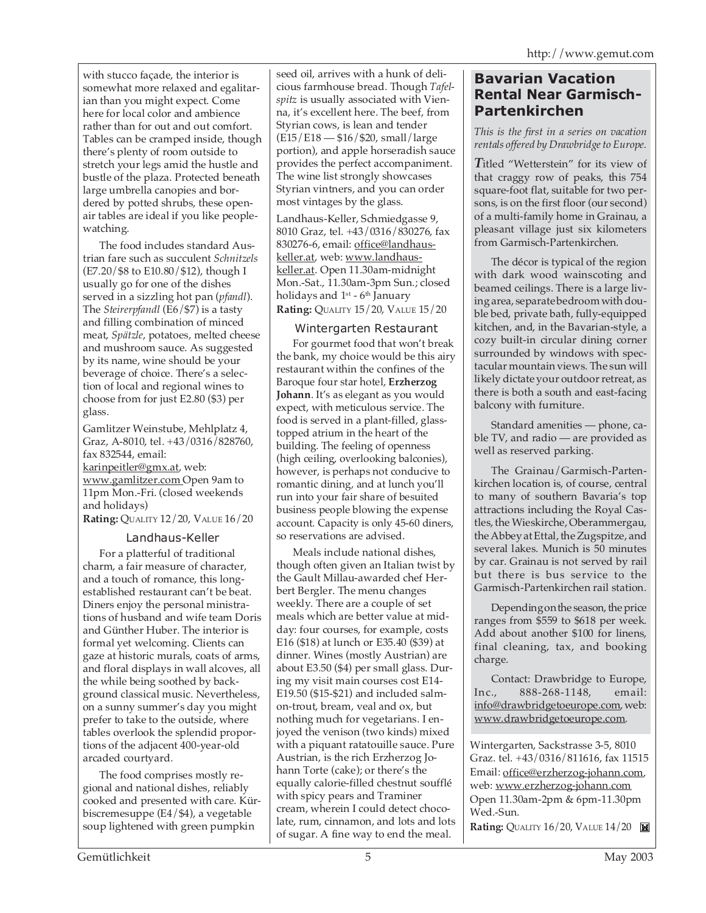with stucco façade, the interior is somewhat more relaxed and egalitarian than you might expect. Come here for local color and ambience rather than for out and out comfort. Tables can be cramped inside, though there's plenty of room outside to stretch your legs amid the hustle and bustle of the plaza. Protected beneath large umbrella canopies and bordered by potted shrubs, these open-air tables are ideal if you like people-watching.

The food includes standard Austrian fare such as succulent *Schnitzels* (E7.20/$8 to E10.80/$12), though I usually go for one of the dishes served in a sizzling hot pan (*pfandl*). The *Steirerpfandl* (E6/$7) is a tasty and filling combination of minced meat, *Spätzle*, potatoes, melted cheese and mushroom sauce. As suggested by its name, wine should be your beverage of choice. There's a selection of local and regional wines to choose from for just E2.80 ($3) per glass.

Gamlitzer Weinstube, Mehlplatz 4, Graz, A-8010, tel. +43/0316/828760, fax 832544, email: karinpeitler@gmx.at, web: www.gamlitzer.com Open 9am to 11pm Mon.-Fri. (closed weekends and holidays)
**Rating:** QUALITY 12/20, VALUE 16/20

### Landhaus-Keller

For a platterful of traditional charm, a fair measure of character, and a touch of romance, this long-established restaurant can't be beat. Diners enjoy the personal ministrations of husband and wife team Doris and Günther Huber. The interior is formal yet welcoming. Clients can gaze at historic murals, coats of arms, and floral displays in wall alcoves, all the while being soothed by background classical music. Nevertheless, on a sunny summer's day you might prefer to take to the outside, where tables overlook the splendid proportions of the adjacent 400-year-old arcaded courtyard.

The food comprises mostly regional and national dishes, reliably cooked and presented with care. Kürbiscremesuppe (E4/$4), a vegetable soup lightened with green pumpkin seed oil, arrives with a hunk of delicious farmhouse bread. Though *Tafelspitz* is usually associated with Vienna, it's excellent here. The beef, from Styrian cows, is lean and tender (E15/E18 — $16/$20, small/large portion), and apple horseradish sauce provides the perfect accompaniment. The wine list strongly showcases Styrian vintners, and you can order most vintages by the glass.

Landhaus-Keller, Schmiedgasse 9, 8010 Graz, tel. +43/0316/830276, fax 830276-6, email: office@landhaus-keller.at, web: www.landhaus-keller.at. Open 11.30am-midnight Mon.-Sat., 11.30am-3pm Sun.; closed holidays and 1st - 6th January
**Rating:** QUALITY 15/20, VALUE 15/20

### Wintergarten Restaurant

For gourmet food that won't break the bank, my choice would be this airy restaurant within the confines of the Baroque four star hotel, **Erzherzog Johann**. It's as elegant as you would expect, with meticulous service. The food is served in a plant-filled, glass-topped atrium in the heart of the building. The feeling of openness (high ceiling, overlooking balconies), however, is perhaps not conducive to romantic dining, and at lunch you'll run into your fair share of besuited business people blowing the expense account. Capacity is only 45-60 diners, so reservations are advised.

Meals include national dishes, though often given an Italian twist by the Gault Millau-awarded chef Herbert Bergler. The menu changes weekly. There are a couple of set meals which are better value at midday: four courses, for example, costs E16 ($18) at lunch or E35.40 ($39) at dinner. Wines (mostly Austrian) are about E3.50 ($4) per small glass. During my visit main courses cost E14-E19.50 ($15-$21) and included salmon-trout, bream, veal and ox, but nothing much for vegetarians. I enjoyed the venison (two kinds) mixed with a piquant ratatouille sauce. Pure Austrian, is the rich Erzherzog Johann Torte (cake); or there's the equally calorie-filled chestnut soufflé with spicy pears and Traminer cream, wherein I could detect chocolate, rum, cinnamon, and lots and lots of sugar. A fine way to end the meal.

Wintergarten, Sackstrasse 3-5, 8010 Graz. tel. +43/0316/811616, fax 11515 Email: office@erzherzog-johann.com, web: www.erzherzog-johann.com Open 11.30am-2pm & 6pm-11.30pm Wed.-Sun.
**Rating:** QUALITY 16/20, VALUE 14/20

## Bavarian Vacation Rental Near Garmisch-Partenkirchen

*This is the first in a series on vacation rentals offered by Drawbridge to Europe.*

Titled "Wetterstein" for its view of that craggy row of peaks, this 754 square-foot flat, suitable for two persons, is on the first floor (our second) of a multi-family home in Grainau, a pleasant village just six kilometers from Garmisch-Partenkirchen.

The décor is typical of the region with dark wood wainscoting and beamed ceilings. There is a large living area, separate bedroom with double bed, private bath, fully-equipped kitchen, and, in the Bavarian-style, a cozy built-in circular dining corner surrounded by windows with spectacular mountain views. The sun will likely dictate your outdoor retreat, as there is both a south and east-facing balcony with furniture.

Standard amenities — phone, cable TV, and radio — are provided as well as reserved parking.

The Grainau/Garmisch-Partenkirchen location is, of course, central to many of southern Bavaria's top attractions including the Royal Castles, the Wieskirche, Oberammergau, the Abbey at Ettal, the Zugspitze, and several lakes. Munich is 50 minutes by car. Grainau is not served by rail but there is bus service to the Garmisch-Partenkirchen rail station.

Depending on the season, the price ranges from $559 to $618 per week. Add about another $100 for linens, final cleaning, tax, and booking charge.

Contact: Drawbridge to Europe, Inc., 888-268-1148, email: info@drawbridgetoeurope.com, web: www.drawbridgetoeurope.com.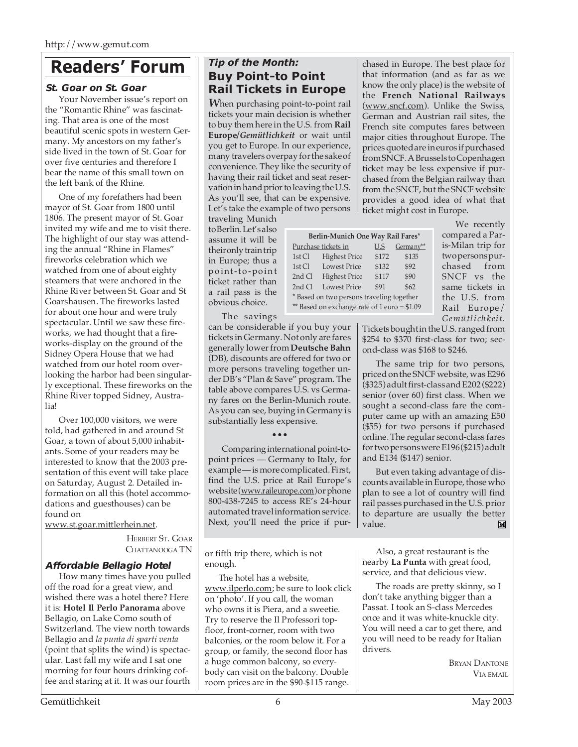# Readers' Forum

### *St. Goar on St. Goar*

Your November issue's report on the "Romantic Rhine" was fascinating. That area is one of the most beautiful scenic spots in western Germany. My ancestors on my father's side lived in the town of St. Goar for over five centuries and therefore I bear the name of this small town on the left bank of the Rhine.

One of my forefathers had been mayor of St. Goar from 1800 until 1806. The present mayor of St. Goar invited my wife and me to visit there. The highlight of our stay was attending the annual "Rhine in Flames" fireworks celebration which we watched from one of about eighty steamers that were anchored in the Rhine River between St. Goar and St Goarshausen. The fireworks lasted for about one hour and were truly spectacular. Until we saw these fireworks, we had thought that a fireworks-display on the ground of the Sidney Opera House that we had watched from our hotel room overlooking the harbor had been singularly exceptional. These fireworks on the Rhine River topped Sidney, Australia!

Over 100,000 visitors, we were told, had gathered in and around St Goar, a town of about 5,000 inhabitants. Some of your readers may be interested to know that the 2003 presentation of this event will take place on Saturday, August 2. Detailed information on all this (hotel accommodations and guesthouses) can be found on www.st.goar.mittlerhein.net.

HERBERT ST. GOAR
CHATTANOOGA TN

### *Affordable Bellagio Hotel*

How many times have you pulled off the road for a great view, and wished there was a hotel there? Here it is: **Hotel Il Perlo Panorama** above Bellagio, on Lake Como south of Switzerland. The view north towards Bellagio and *la punta di sparti venta* (point that splits the wind) is spectacular. Last fall my wife and I sat one morning for four hours drinking coffee and staring at it. It was our fourth or fifth trip there, which is not enough.

The hotel has a website, www.ilperlo.com; be sure to look click on 'photo'. If you call, the woman who owns it is Piera, and a sweetie. Try to reserve the Il Professori top-floor, front-corner, room with two balconies, or the room below it. For a group, or family, the second floor has a huge common balcony, so everybody can visit on the balcony. Double room prices are in the $90-$115 range.

Also, a great restaurant is the nearby **La Punta** with great food, service, and that delicious view.

The roads are pretty skinny, so I don't take anything bigger than a Passat. I took an S-class Mercedes once and it was white-knuckle city. You will need a car to get there, and you will need to be ready for Italian drivers.

BRYAN DANTONE
VIA EMAIL

## *Tip of the Month:* Buy Point-to Point Rail Tickets in Europe

When purchasing point-to-point rail tickets your main decision is whether to buy them here in the U.S. from **Rail Europe/*Gemütlichkeit*** or wait until you get to Europe. In our experience, many travelers overpay for the sake of convenience. They like the security of having their rail ticket and seat reservation in hand prior to leaving the U.S. As you'll see, that can be expensive. Let's take the example of two persons traveling Munich to Berlin. Let's also assume it will be their only train trip in Europe; thus a point-to-point ticket rather than a rail pass is the obvious choice.

**Berlin-Munich One Way Rail Fares***

| Purchase tickets in | | U.S | Germany** |
|---|---|---|---|
| 1st Cl | Highest Price | $172 | $135 |
| 1st Cl | Lowest Price | $132 | $92 |
| 2nd Cl | Highest Price | $117 | $90 |
| 2nd Cl | Lowest Price | $91 | $62 |

\* Based on two persons traveling together
\** Based on exchange rate of 1 euro = $1.09

The savings can be considerable if you buy your tickets in Germany. Not only are fares generally lower from **Deutsche Bahn** (DB), discounts are offered for two or more persons traveling together under DB's "Plan & Save" program. The table above compares U.S. vs Germany fares on the Berlin-Munich route. As you can see, buying in Germany is substantially less expensive.

• • •

Comparing international point-to-point prices — Germany to Italy, for example— is more complicated. First, find the U.S. price at Rail Europe's website (www.raileurope.com) or phone 800-438-7245 to access RE's 24-hour automated travel information service. Next, you'll need the price if purchased in Europe. The best place for that information (and as far as we know the only place) is the website of the **French National Railways** (www.sncf.com). Unlike the Swiss, German and Austrian rail sites, the French site computes fares between major cities throughout Europe. The prices quoted are in euros if purchased from SNCF. A Brussels to Copenhagen ticket may be less expensive if purchased from the Belgian railway than from the SNCF, but the SNCF website provides a good idea of what that ticket might cost in Europe.

We recently compared a Paris-Milan trip for two persons purchased from SNCF vs the same tickets in the U.S. from Rail Europe/*Gemütlichkeit*. Tickets bought in the U.S. ranged from $254 to $370 first-class for two; second-class was $168 to $246.

The same trip for two persons, priced on the SNCF website, was E296 ($325) adult first-class and E202 ($222) senior (over 60) first class. When we sought a second-class fare the computer came up with an amazing E50 ($55) for two persons if purchased online. The regular second-class fares for two persons were E196 ($215) adult and E134 ($147) senior.

But even taking advantage of discounts available in Europe, those who plan to see a lot of country will find rail passes purchased in the U.S. prior to departure are usually the better value.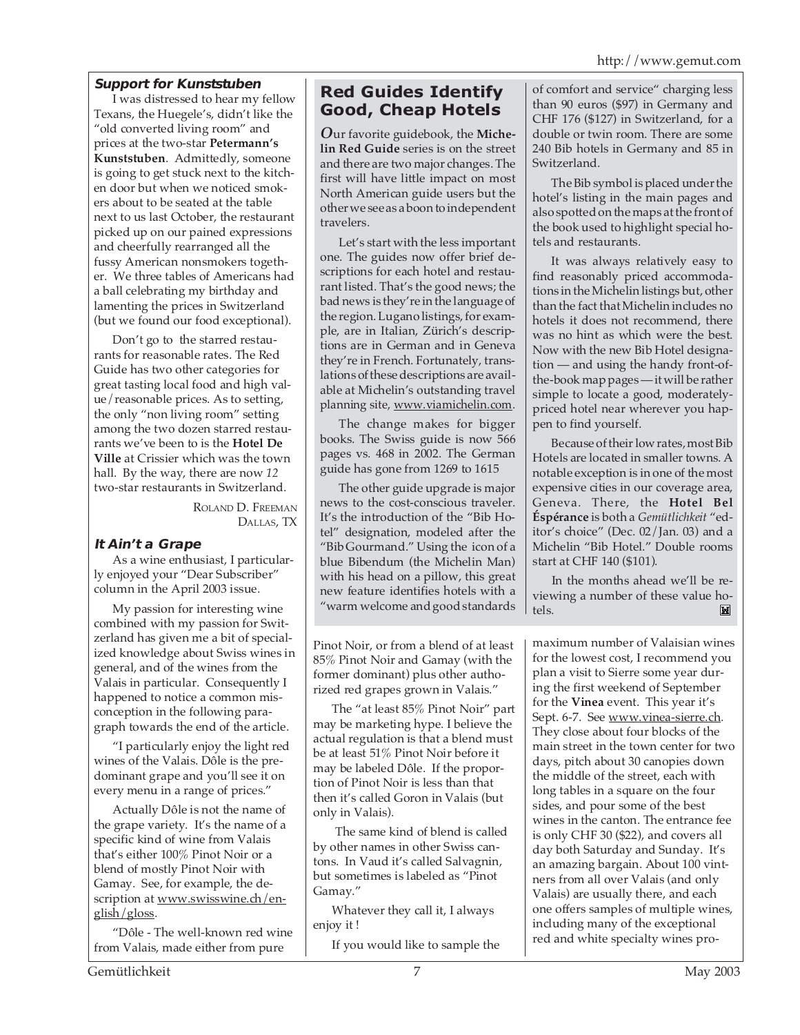### *Support for Kunststuben*

I was distressed to hear my fellow Texans, the Huegele's, didn't like the "old converted living room" and prices at the two-star **Petermann's Kunststuben**. Admittedly, someone is going to get stuck next to the kitchen door but when we noticed smokers about to be seated at the table next to us last October, the restaurant picked up on our pained expressions and cheerfully rearranged all the fussy American nonsmokers together. We three tables of Americans had a ball celebrating my birthday and lamenting the prices in Switzerland (but we found our food exceptional).

Don't go to the starred restaurants for reasonable rates. The Red Guide has two other categories for great tasting local food and high value/reasonable prices. As to setting, the only "non living room" setting among the two dozen starred restaurants we've been to is the **Hotel De Ville** at Crissier which was the town hall. By the way, there are now *12* two-star restaurants in Switzerland.

ROLAND D. FREEMAN
DALLAS, TX

### *It Ain't a Grape*

As a wine enthusiast, I particularly enjoyed your "Dear Subscriber" column in the April 2003 issue.

My passion for interesting wine combined with my passion for Switzerland has given me a bit of specialized knowledge about Swiss wines in general, and of the wines from the Valais in particular. Consequently I happened to notice a common misconception in the following paragraph towards the end of the article.

"I particularly enjoy the light red wines of the Valais. Dôle is the predominant grape and you'll see it on every menu in a range of prices."

Actually Dôle is not the name of the grape variety. It's the name of a specific kind of wine from Valais that's either 100% Pinot Noir or a blend of mostly Pinot Noir with Gamay. See, for example, the description at www.swisswine.ch/english/gloss.

"Dôle - The well-known red wine from Valais, made either from pure Pinot Noir, or from a blend of at least 85% Pinot Noir and Gamay (with the former dominant) plus other authorized red grapes grown in Valais."

The "at least 85% Pinot Noir" part may be marketing hype. I believe the actual regulation is that a blend must be at least 51% Pinot Noir before it may be labeled Dôle. If the proportion of Pinot Noir is less than that then it's called Goron in Valais (but only in Valais).

The same kind of blend is called by other names in other Swiss cantons. In Vaud it's called Salvagnin, but sometimes is labeled as "Pinot Gamay."

Whatever they call it, I always enjoy it !

If you would like to sample the maximum number of Valaisian wines for the lowest cost, I recommend you plan a visit to Sierre some year during the first weekend of September for the **Vinea** event. This year it's Sept. 6-7. See www.vinea-sierre.ch. They close about four blocks of the main street in the town center for two days, pitch about 30 canopies down the middle of the street, each with long tables in a square on the four sides, and pour some of the best wines in the canton. The entrance fee is only CHF 30 ($22), and covers all day both Saturday and Sunday. It's an amazing bargain. About 100 vintners from all over Valais (and only Valais) are usually there, and each one offers samples of multiple wines, including many of the exceptional red and white specialty wines pro-

## Red Guides Identify Good, Cheap Hotels

*O*ur favorite guidebook, the **Michelin Red Guide** series is on the street and there are two major changes. The first will have little impact on most North American guide users but the other we see as a boon to independent travelers.

Let's start with the less important one. The guides now offer brief descriptions for each hotel and restaurant listed. That's the good news; the bad news is they're in the language of the region. Lugano listings, for example, are in Italian, Zürich's descriptions are in German and in Geneva they're in French. Fortunately, translations of these descriptions are available at Michelin's outstanding travel planning site, www.viamichelin.com.

The change makes for bigger books. The Swiss guide is now 566 pages vs. 468 in 2002. The German guide has gone from 1269 to 1615

The other guide upgrade is major news to the cost-conscious traveler. It's the introduction of the "Bib Hotel" designation, modeled after the "Bib Gourmand." Using the icon of a blue Bibendum (the Michelin Man) with his head on a pillow, this great new feature identifies hotels with a "warm welcome and good standards of comfort and service" charging less than 90 euros ($97) in Germany and CHF 176 ($127) in Switzerland, for a double or twin room. There are some 240 Bib hotels in Germany and 85 in Switzerland.

The Bib symbol is placed under the hotel's listing in the main pages and also spotted on the maps at the front of the book used to highlight special hotels and restaurants.

It was always relatively easy to find reasonably priced accommodations in the Michelin listings but, other than the fact that Michelin includes no hotels it does not recommend, there was no hint as to which were the best. Now with the new Bib Hotel designation — and using the handy front-of-the-book map pages — it will be rather simple to locate a good, moderately-priced hotel near wherever you happen to find yourself.

Because of their low rates, most Bib Hotels are located in smaller towns. A notable exception is in one of the most expensive cities in our coverage area, Geneva. There, the **Hotel Bel Éspérance** is both a *Gemütlichkeit* "editor's choice" (Dec. 02/Jan. 03) and a Michelin "Bib Hotel." Double rooms start at CHF 140 ($101).

In the months ahead we'll be reviewing a number of these value hotels.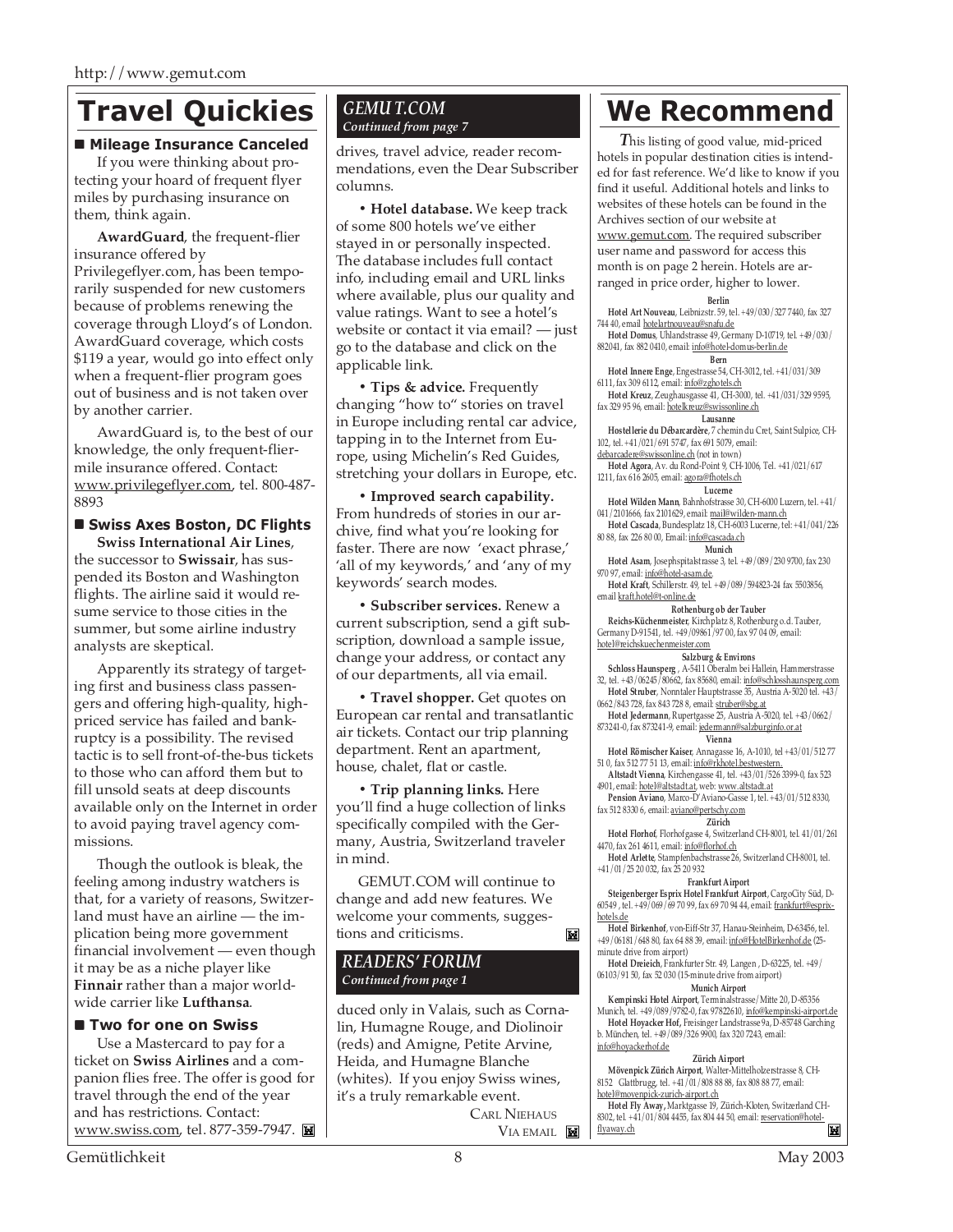# Travel Quickies

### Mileage Insurance Canceled

If you were thinking about protecting your hoard of frequent flyer miles by purchasing insurance on them, think again.

**AwardGuard**, the frequent-flier insurance offered by Privilegeflyer.com, has been temporarily suspended for new customers because of problems renewing the coverage through Lloyd's of London. AwardGuard coverage, which costs $119 a year, would go into effect only when a frequent-flier program goes out of business and is not taken over by another carrier.

AwardGuard is, to the best of our knowledge, the only frequent-flier-mile insurance offered. Contact: www.privilegeflyer.com, tel. 800-487-8893

### Swiss Axes Boston, DC Flights

**Swiss International Air Lines**, the successor to **Swissair**, has suspended its Boston and Washington flights. The airline said it would resume service to those cities in the summer, but some airline industry analysts are skeptical.

Apparently its strategy of targeting first and business class passengers and offering high-quality, high-priced service has failed and bankruptcy is a possibility. The revised tactic is to sell front-of-the-bus tickets to those who can afford them but to fill unsold seats at deep discounts available only on the Internet in order to avoid paying travel agency commissions.

Though the outlook is bleak, the feeling among industry watchers is that, for a variety of reasons, Switzerland must have an airline — the implication being more government financial involvement — even though it may be as a niche player like **Finnair** rather than a major worldwide carrier like **Lufthansa**.

### Two for one on Swiss

Use a Mastercard to pay for a ticket on **Swiss Airlines** and a companion flies free. The offer is good for travel through the end of the year and has restrictions. Contact: www.swiss.com, tel. 877-359-7947.

## *GEMUT.COM*
*Continued from page 7*

drives, travel advice, reader recommendations, even the Dear Subscriber columns.

• **Hotel database.** We keep track of some 800 hotels we've either stayed in or personally inspected. The database includes full contact info, including email and URL links where available, plus our quality and value ratings. Want to see a hotel's website or contact it via email? — just go to the database and click on the applicable link.

• **Tips & advice.** Frequently changing "how to" stories on travel in Europe including rental car advice, tapping in to the Internet from Europe, using Michelin's Red Guides, stretching your dollars in Europe, etc.

• **Improved search capability.** From hundreds of stories in our archive, find what you're looking for faster. There are now 'exact phrase,' 'all of my keywords,' and 'any of my keywords' search modes.

• **Subscriber services.** Renew a current subscription, send a gift subscription, download a sample issue, change your address, or contact any of our departments, all via email.

• **Travel shopper.** Get quotes on European car rental and transatlantic air tickets. Contact our trip planning department. Rent an apartment, house, chalet, flat or castle.

• **Trip planning links.** Here you'll find a huge collection of links specifically compiled with the Germany, Austria, Switzerland traveler in mind.

GEMUT.COM will continue to change and add new features. We welcome your comments, suggestions and criticisms.

## *READERS' FORUM*
*Continued from page 1*

duced only in Valais, such as Cornalin, Humagne Rouge, and Diolinoir (reds) and Amigne, Petite Arvine, Heida, and Humagne Blanche (whites). If you enjoy Swiss wines, it's a truly remarkable event.

CARL NIEHAUS
VIA EMAIL

# We Recommend

*This* listing of good value, mid-priced hotels in popular destination cities is intended for fast reference. We'd like to know if you find it useful. Additional hotels and links to websites of these hotels can be found in the Archives section of our website at www.gemut.com. The required subscriber user name and password for access this month is on page 2 herein. Hotels are arranged in price order, higher to lower.

**Berlin**

**Hotel Art Nouveau**, Leibnizstr. 59, tel. +49/030/327 7440, fax 327 744 40, email hotelartnouveau@snafu.de

**Hotel Domus**, Uhlandstrasse 49, Germany D-10719, tel. +49/030/882041, fax 882 0410, email: info@hotel-domus-berlin.de

**Bern**

**Hotel Innere Enge**, Engestrasse 54, CH-3012, tel. +41/031/309 6111, fax 309 6112, email: info@zghotels.ch

**Hotel Kreuz**, Zeughausgasse 41, CH-3000, tel. +41/031/329 9595, fax 329 95 96, email: hotelkreuz@swissonline.ch

**Lausanne**

**Hostellerie du Débarcardère**, 7 chemin du Cret, Saint Sulpice, CH-102, tel. +41/021/691 5747, fax 691 5079, email: debarcadere@swissonline.ch (not in town)

**Hotel Agora**, Av. du Rond-Point 9, CH-1006, Tel. +41/021/617 1211, fax 616 2605, email: agora@fhotels.ch

**Lucerne**

**Hotel Wilden Mann**, Bahnhofstrasse 30, CH-6000 Luzern, tel. +41/041/2101666, fax 2101629, email: mail@wilden-mann.ch

**Hotel Cascada**, Bundesplatz 18, CH-6003 Lucerne, tel: +41/041/226 80 88, fax 226 80 00, Email: info@cascada.ch

**Munich**

**Hotel Asam**, Josephspitalstrasse 3, tel. +49/089/230 9700, fax 230 970 97, email: info@hotel-asam.de

**Hotel Kraft**, Schillerstr. 49, tel. +49/089/594823-24 fax 5503856, email kraft.hotel@t-online.de

**Rothenburg ob der Tauber**

**Reichs-Küchenmeister**, Kirchplatz 8, Rothenburg o.d. Tauber, Germany D-91541, tel. +49/09861/97 00, fax 97 04 09, email: hotel@reichskuechenmeister.com

**Salzburg & Environs**

**Schloss Haunsperg** , A-5411 Oberalm bei Hallein, Hammerstrasse 32, tel. +43/06245/80662, fax 85680, email: info@schlosshaunsperg.com

**Hotel Struber**, Nonntaler Hauptstrasse 35, Austria A-5020 tel. +43/0662/843 728, fax 843 728 8, email: struber@sbg.at

**Hotel Jedermann**, Rupertgasse 25, Austria A-5020, tel. +43/0662/873241-0, fax 873241-9, email: jedermann@salzburginfo.or.at

**Vienna**

**Hotel Römischer Kaiser**, Annagasse 16, A-1010, tel +43/01/512 77 51 0, fax 512 77 51 13, email: info@rkhotel.bestwestern.

**Altstadt Vienna**, Kirchengasse 41, tel. +43/01/526 3399-0, fax 523 4901, email: hotel@altstadt.at, web: www.altstadt.at

**Pension Aviano**, Marco-D'Aviano-Gasse 1, tel. +43/01/512 8330, fax 512 8330 6, email: aviano@pertschy.com

**Zürich**

**Hotel Florhof**, Florhofgasse 4, Switzerland CH-8001, tel. 41/01/261 4470, fax 261 4611, email: info@florhof.ch

**Hotel Arlette**, Stampfenbachstrasse 26, Switzerland CH-8001, tel. +41/01/25 20 032, fax 25 20 932

**Frankfurt Airport**

**Steigenberger Esprix Hotel Frankfurt Airport**, CargoCity Süd, D-60549 , tel. +49/069/69 70 99, fax 69 70 94 44, email: frankfurt@esprix-hotels.de

**Hotel Birkenhof**, von-Eiff-Str 37, Hanau-Steinheim, D-63456, tel. +49/06181/648 80, fax 64 88 39, email: info@HotelBirkenhof.de (25-minute drive from airport)

**Hotel Dreieich**, Frankfurter Str. 49, Langen , D-63225, tel. +49/06103/91 50, fax 52 030 (15-minute drive from airport)

**Munich Airport**

**Kempinski Hotel Airport**, Terminalstrasse/Mitte 20, D-85356 Munich, tel. +49/089/9782-0, fax 97822610, info@kempinski-airport.de

**Hotel Hoyacker Hof**, Freisinger Landstrasse 9a, D-85748 Garching b. München, tel. +49/089/326 9900, fax 320 7243, email: info@hoyackerhof.de

**Zürich Airport**

**Mövenpick Zürich Airport**, Walter-Mittelholzerstrasse 8, CH-8152 Glattbrugg, tel. +41/01/808 88 88, fax 808 88 77, email: hotel@movenpick-zurich-airport.ch

**Hotel Fly Away,** Marktgasse 19, Zürich-Kloten, Switzerland CH-8302, tel. +41/01/804 4455, fax 804 44 50, email: reservation@hotel-flyaway.ch